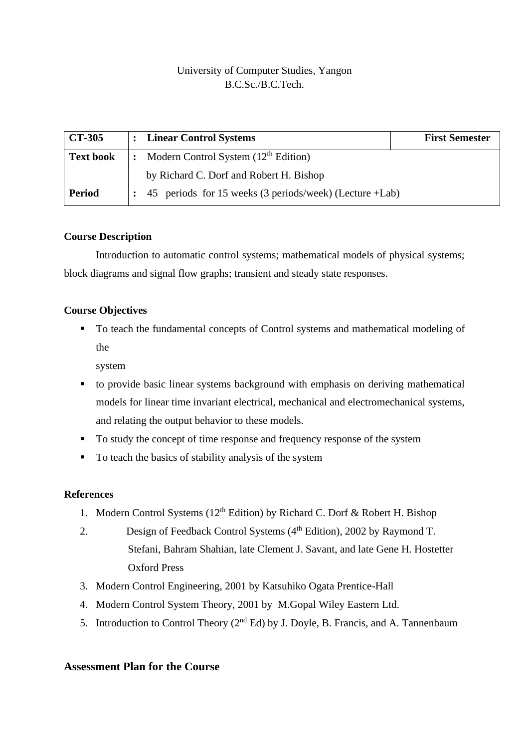University of Computer Studies, Yangon

B.C.Sc./B.C.Tech.

| CT-305 | : | Linear Control Systems | First Semester |
| --- | --- | --- | --- |
| Text book | : | Modern Control System (12th Edition) by Richard C. Dorf and Robert H. Bishop | |
| Period | : | 45 periods for 15 weeks (3 periods/week) (Lecture +Lab) | |

**Course Description**

Introduction to automatic control systems; mathematical models of physical systems; block diagrams and signal flow graphs; transient and steady state responses.

**Course Objectives**

- To teach the fundamental concepts of Control systems and mathematical modeling of the system
- to provide basic linear systems background with emphasis on deriving mathematical models for linear time invariant electrical, mechanical and electromechanical systems, and relating the output behavior to these models.
- To study the concept of time response and frequency response of the system
- To teach the basics of stability analysis of the system

**References**

1. Modern Control Systems (12th Edition) by Richard C. Dorf & Robert H. Bishop
2. Design of Feedback Control Systems (4th Edition), 2002 by Raymond T. Stefani, Bahram Shahian, late Clement J. Savant, and late Gene H. Hostetter Oxford Press
3. Modern Control Engineering, 2001 by Katsuhiko Ogata Prentice-Hall
4. Modern Control System Theory, 2001 by M.Gopal Wiley Eastern Ltd.
5. Introduction to Control Theory (2nd Ed) by J. Doyle, B. Francis, and A. Tannenbaum

## Assessment Plan for the Course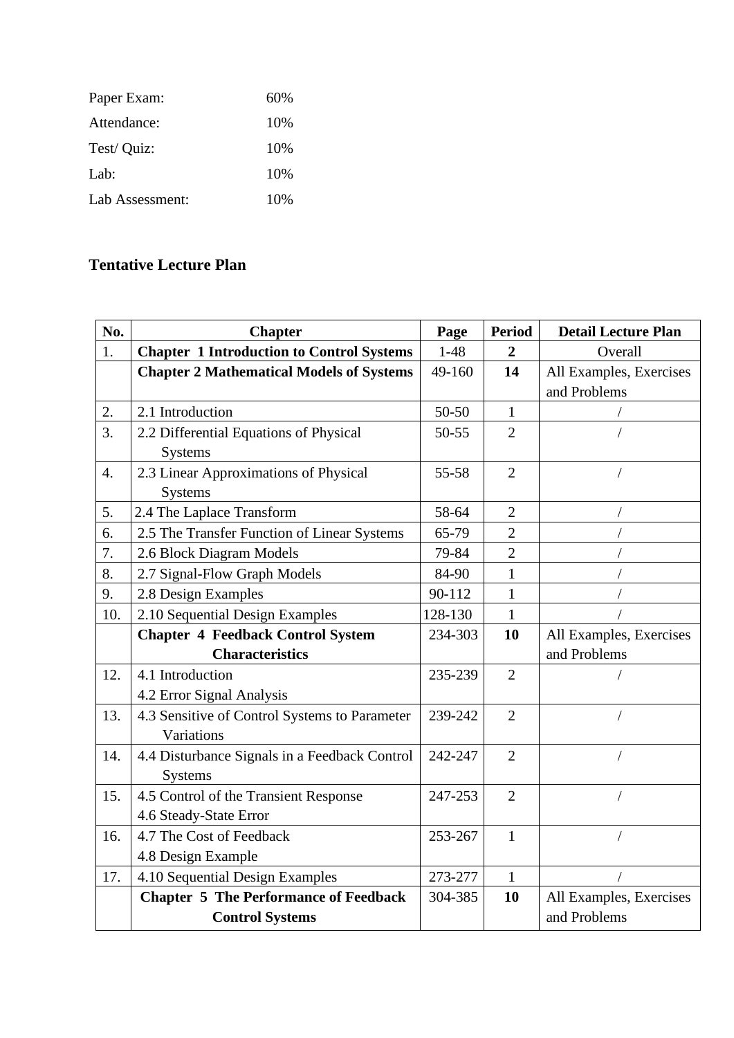| | |
|---|---|
| Paper Exam: | 60% |
| Attendance: | 10% |
| Test/ Quiz: | 10% |
| Lab: | 10% |
| Lab Assessment: | 10% |

## Tentative Lecture Plan

| No. | Chapter | Page | Period | Detail Lecture Plan |
|---|---|---|---|---|
| 1. | **Chapter 1 Introduction to Control Systems** | 1-48 | **2** | Overall |
| | **Chapter 2 Mathematical Models of Systems** | 49-160 | **14** | All Examples, Exercises and Problems |
| 2. | 2.1 Introduction | 50-50 | 1 | / |
| 3. | 2.2 Differential Equations of Physical Systems | 50-55 | 2 | / |
| 4. | 2.3 Linear Approximations of Physical Systems | 55-58 | 2 | / |
| 5. | 2.4 The Laplace Transform | 58-64 | 2 | / |
| 6. | 2.5 The Transfer Function of Linear Systems | 65-79 | 2 | / |
| 7. | 2.6 Block Diagram Models | 79-84 | 2 | / |
| 8. | 2.7 Signal-Flow Graph Models | 84-90 | 1 | / |
| 9. | 2.8 Design Examples | 90-112 | 1 | / |
| 10. | 2.10 Sequential Design Examples | 128-130 | 1 | / |
| | **Chapter 4 Feedback Control System Characteristics** | 234-303 | **10** | All Examples, Exercises and Problems |
| 12. | 4.1 Introduction<br>4.2 Error Signal Analysis | 235-239 | 2 | / |
| 13. | 4.3 Sensitive of Control Systems to Parameter Variations | 239-242 | 2 | / |
| 14. | 4.4 Disturbance Signals in a Feedback Control Systems | 242-247 | 2 | / |
| 15. | 4.5 Control of the Transient Response<br>4.6 Steady-State Error | 247-253 | 2 | / |
| 16. | 4.7 The Cost of Feedback<br>4.8 Design Example | 253-267 | 1 | / |
| 17. | 4.10 Sequential Design Examples | 273-277 | 1 | / |
| | **Chapter 5 The Performance of Feedback Control Systems** | 304-385 | **10** | All Examples, Exercises and Problems |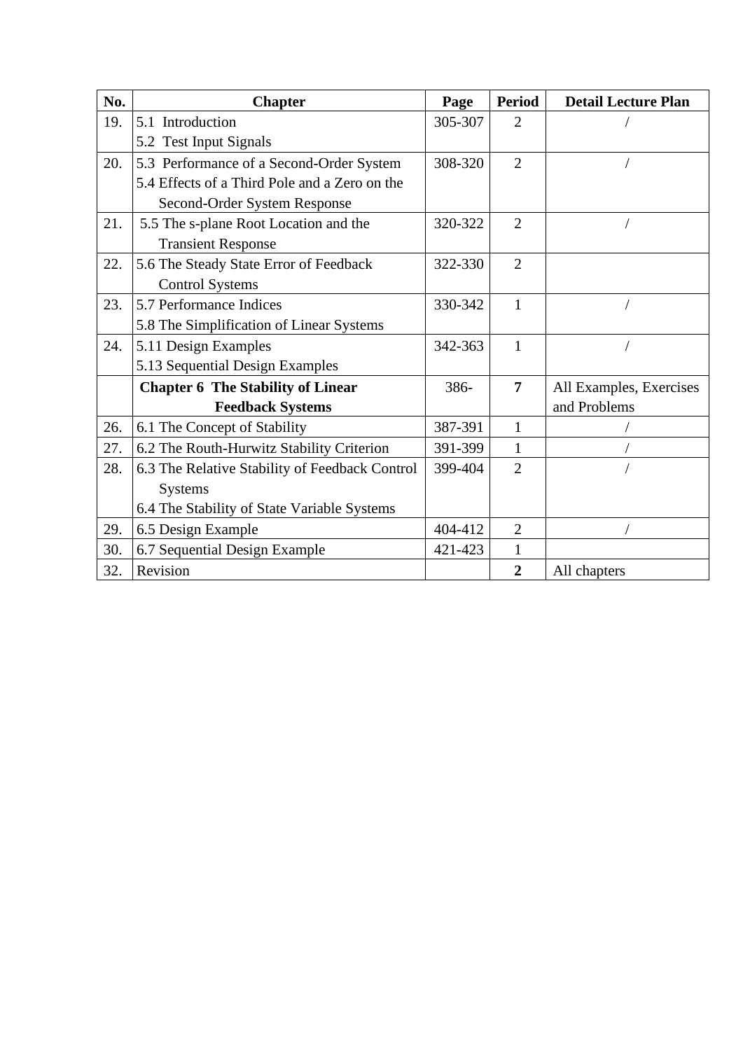| No. | Chapter | Page | Period | Detail Lecture Plan |
|---|---|---|---|---|
| 19. | 5.1 Introduction<br>5.2 Test Input Signals | 305-307 | 2 | / |
| 20. | 5.3 Performance of a Second-Order System<br>5.4 Effects of a Third Pole and a Zero on the Second-Order System Response | 308-320 | 2 | / |
| 21. | 5.5 The s-plane Root Location and the Transient Response | 320-322 | 2 | / |
| 22. | 5.6 The Steady State Error of Feedback Control Systems | 322-330 | 2 | |
| 23. | 5.7 Performance Indices<br>5.8 The Simplification of Linear Systems | 330-342 | 1 | / |
| 24. | 5.11 Design Examples<br>5.13 Sequential Design Examples | 342-363 | 1 | / |
| | **Chapter 6 The Stability of Linear Feedback Systems** | 386- | **7** | All Examples, Exercises and Problems |
| 26. | 6.1 The Concept of Stability | 387-391 | 1 | / |
| 27. | 6.2 The Routh-Hurwitz Stability Criterion | 391-399 | 1 | / |
| 28. | 6.3 The Relative Stability of Feedback Control Systems<br>6.4 The Stability of State Variable Systems | 399-404 | 2 | / |
| 29. | 6.5 Design Example | 404-412 | 2 | / |
| 30. | 6.7 Sequential Design Example | 421-423 | 1 | |
| 32. | Revision | | **2** | All chapters |